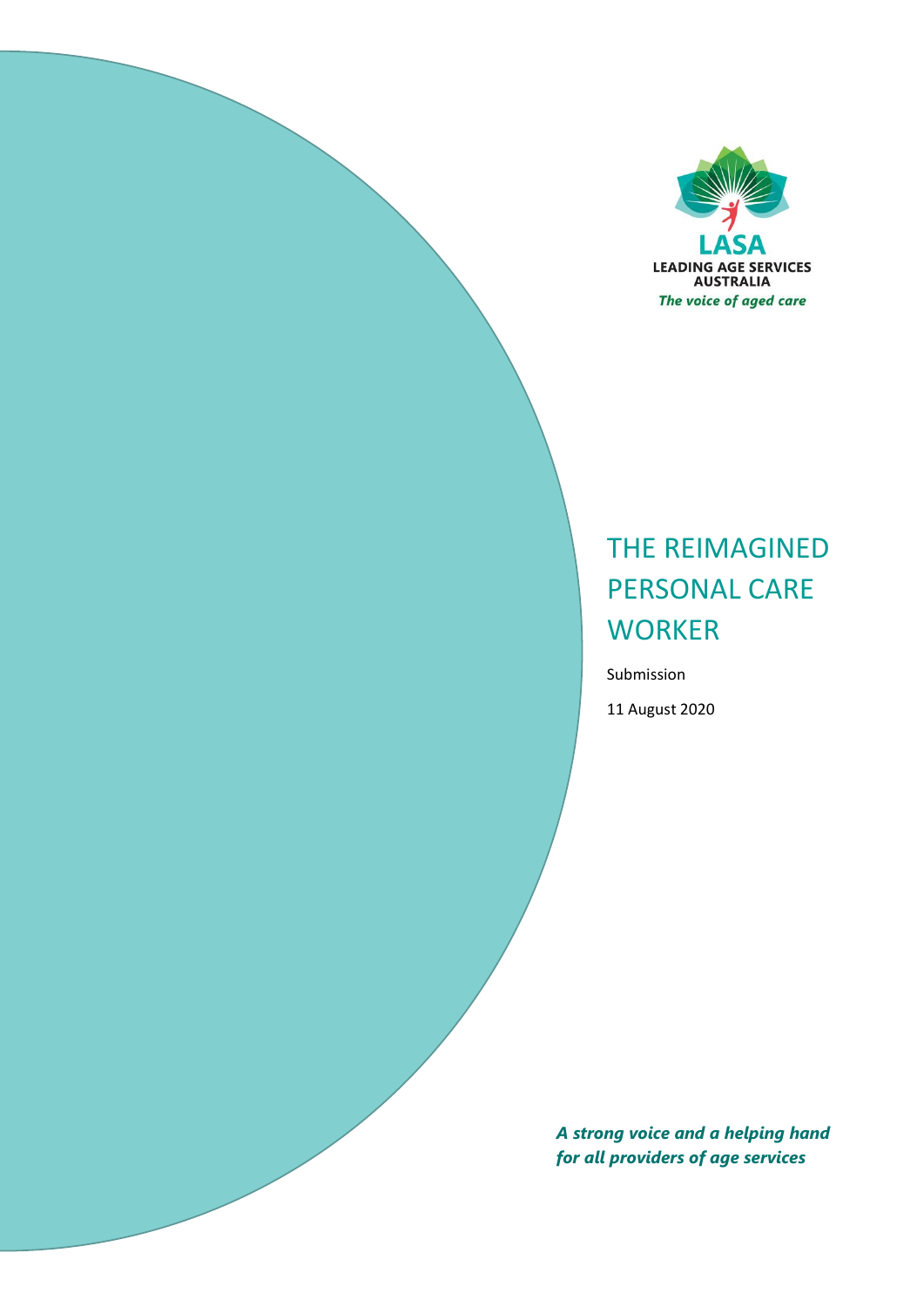LASA

LEADING AGE SERVICES AUSTRALIA

*The voice of aged care*

# THE REIMAGINED PERSONAL CARE WORKER

Submission

11 August 2020

***A strong voice and a helping hand for all providers of age services***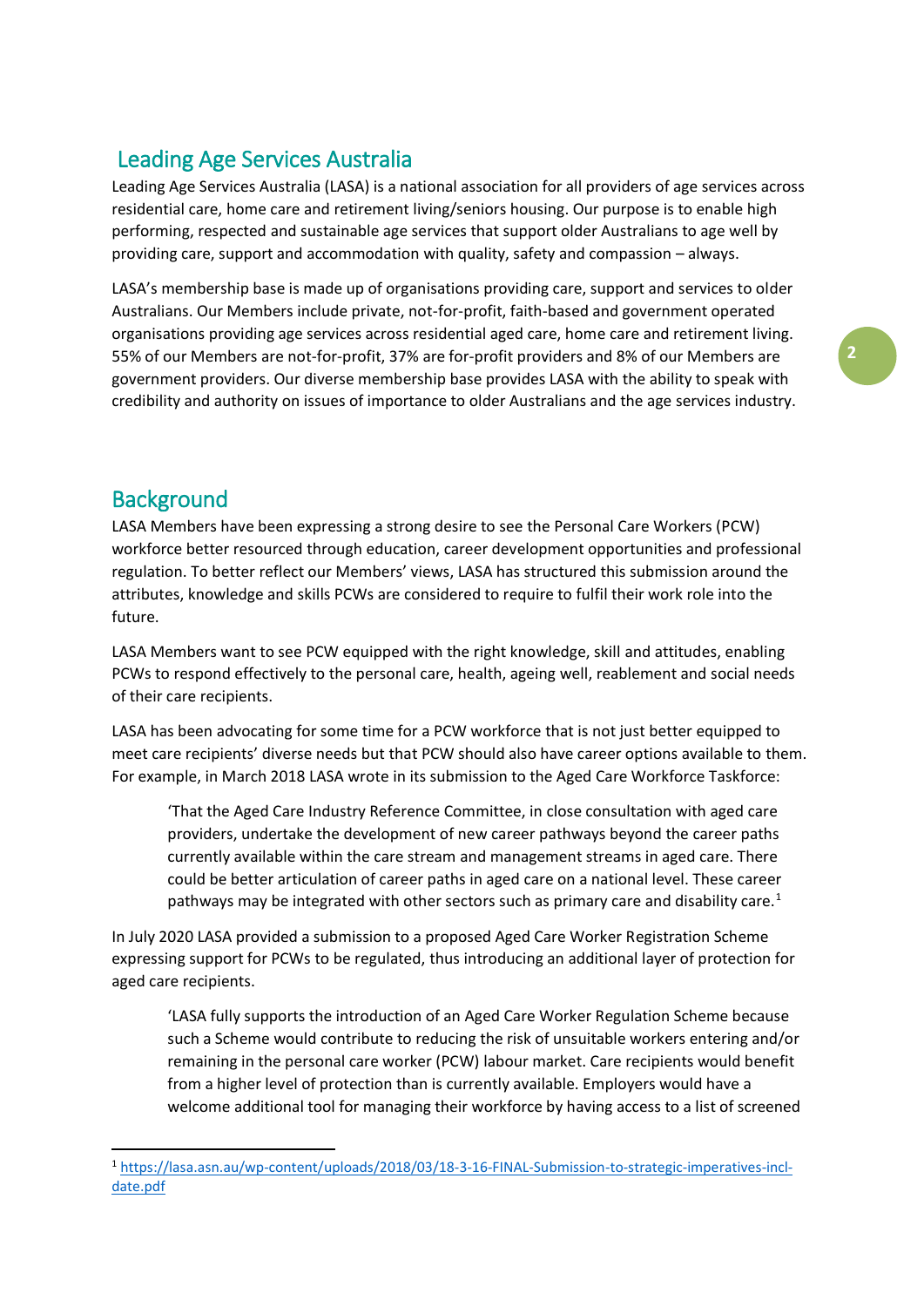## Leading Age Services Australia

Leading Age Services Australia (LASA) is a national association for all providers of age services across residential care, home care and retirement living/seniors housing. Our purpose is to enable high performing, respected and sustainable age services that support older Australians to age well by providing care, support and accommodation with quality, safety and compassion – always.

LASA's membership base is made up of organisations providing care, support and services to older Australians. Our Members include private, not-for-profit, faith-based and government operated organisations providing age services across residential aged care, home care and retirement living. 55% of our Members are not-for-profit, 37% are for-profit providers and 8% of our Members are government providers. Our diverse membership base provides LASA with the ability to speak with credibility and authority on issues of importance to older Australians and the age services industry.

## Background

LASA Members have been expressing a strong desire to see the Personal Care Workers (PCW) workforce better resourced through education, career development opportunities and professional regulation. To better reflect our Members' views, LASA has structured this submission around the attributes, knowledge and skills PCWs are considered to require to fulfil their work role into the future.

LASA Members want to see PCW equipped with the right knowledge, skill and attitudes, enabling PCWs to respond effectively to the personal care, health, ageing well, reablement and social needs of their care recipients.

LASA has been advocating for some time for a PCW workforce that is not just better equipped to meet care recipients' diverse needs but that PCW should also have career options available to them. For example, in March 2018 LASA wrote in its submission to the Aged Care Workforce Taskforce:

> 'That the Aged Care Industry Reference Committee, in close consultation with aged care providers, undertake the development of new career pathways beyond the career paths currently available within the care stream and management streams in aged care. There could be better articulation of career paths in aged care on a national level. These career pathways may be integrated with other sectors such as primary care and disability care.[1]

In July 2020 LASA provided a submission to a proposed Aged Care Worker Registration Scheme expressing support for PCWs to be regulated, thus introducing an additional layer of protection for aged care recipients.

> 'LASA fully supports the introduction of an Aged Care Worker Regulation Scheme because such a Scheme would contribute to reducing the risk of unsuitable workers entering and/or remaining in the personal care worker (PCW) labour market. Care recipients would benefit from a higher level of protection than is currently available. Employers would have a welcome additional tool for managing their workforce by having access to a list of screened

---

[1] https://lasa.asn.au/wp-content/uploads/2018/03/18-3-16-FINAL-Submission-to-strategic-imperatives-incl-date.pdf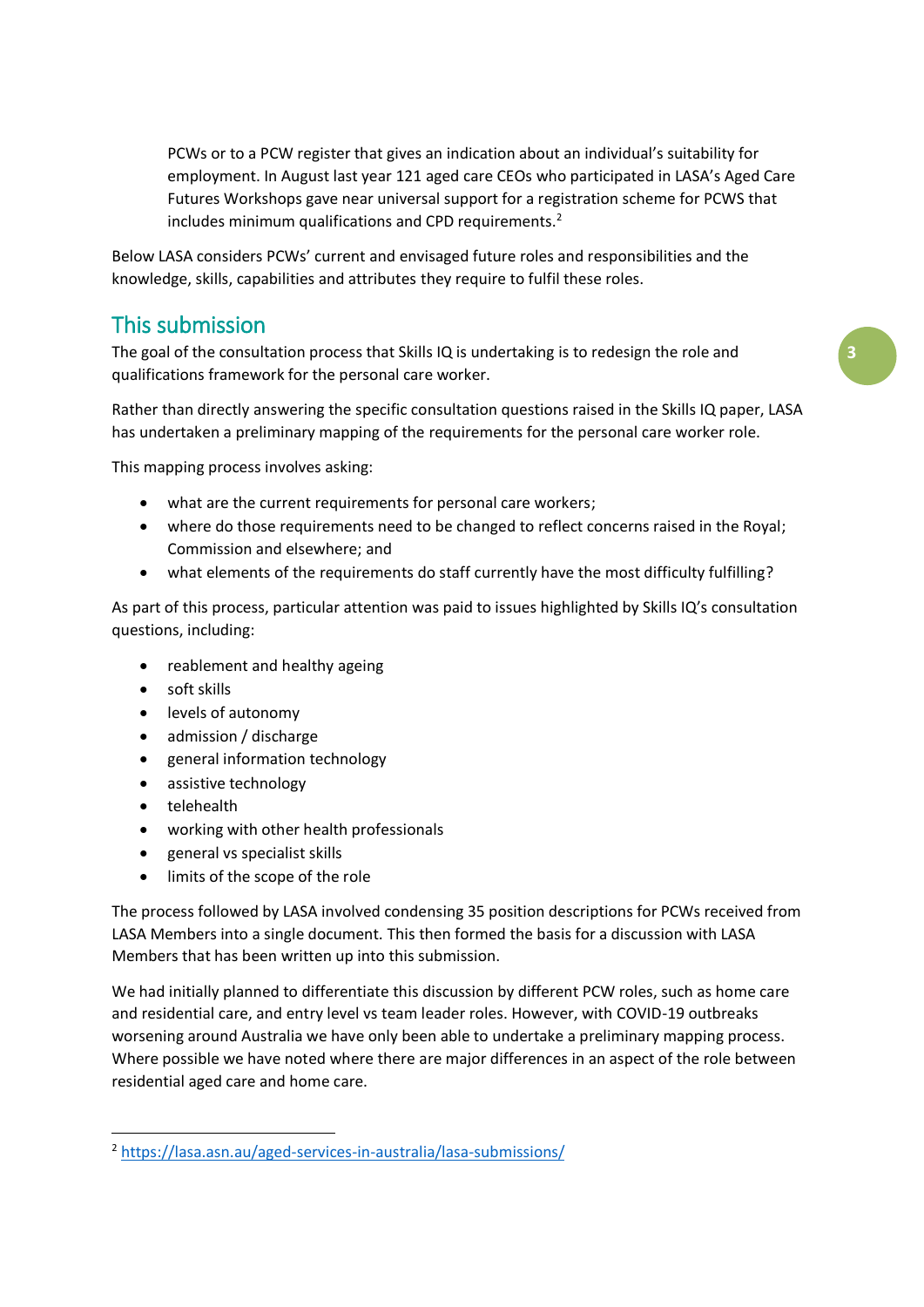PCWs or to a PCW register that gives an indication about an individual's suitability for employment. In August last year 121 aged care CEOs who participated in LASA's Aged Care Futures Workshops gave near universal support for a registration scheme for PCWS that includes minimum qualifications and CPD requirements.[2]

Below LASA considers PCWs' current and envisaged future roles and responsibilities and the knowledge, skills, capabilities and attributes they require to fulfil these roles.

## This submission

The goal of the consultation process that Skills IQ is undertaking is to redesign the role and qualifications framework for the personal care worker.

Rather than directly answering the specific consultation questions raised in the Skills IQ paper, LASA has undertaken a preliminary mapping of the requirements for the personal care worker role.

This mapping process involves asking:

- what are the current requirements for personal care workers;
- where do those requirements need to be changed to reflect concerns raised in the Royal; Commission and elsewhere; and
- what elements of the requirements do staff currently have the most difficulty fulfilling?

As part of this process, particular attention was paid to issues highlighted by Skills IQ's consultation questions, including:

- reablement and healthy ageing
- soft skills
- levels of autonomy
- admission / discharge
- general information technology
- assistive technology
- telehealth
- working with other health professionals
- general vs specialist skills
- limits of the scope of the role

The process followed by LASA involved condensing 35 position descriptions for PCWs received from LASA Members into a single document. This then formed the basis for a discussion with LASA Members that has been written up into this submission.

We had initially planned to differentiate this discussion by different PCW roles, such as home care and residential care, and entry level vs team leader roles. However, with COVID-19 outbreaks worsening around Australia we have only been able to undertake a preliminary mapping process. Where possible we have noted where there are major differences in an aspect of the role between residential aged care and home care.

[2] https://lasa.asn.au/aged-services-in-australia/lasa-submissions/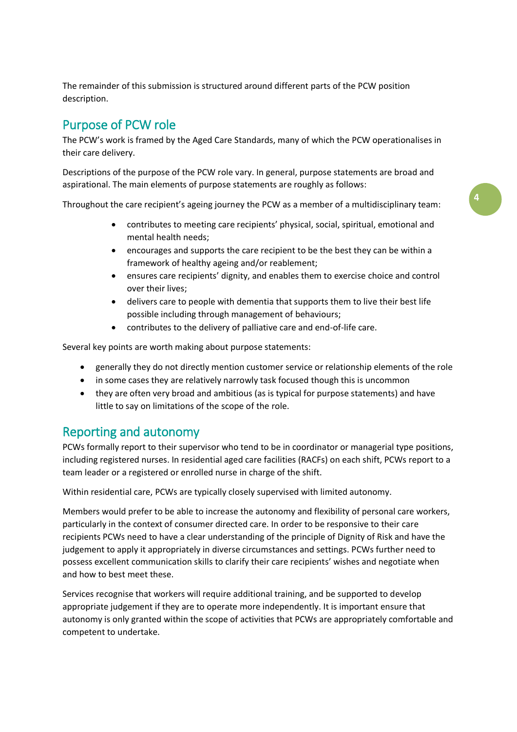The remainder of this submission is structured around different parts of the PCW position description.

## Purpose of PCW role

The PCW's work is framed by the Aged Care Standards, many of which the PCW operationalises in their care delivery.

Descriptions of the purpose of the PCW role vary. In general, purpose statements are broad and aspirational. The main elements of purpose statements are roughly as follows:

Throughout the care recipient's ageing journey the PCW as a member of a multidisciplinary team:

- contributes to meeting care recipients' physical, social, spiritual, emotional and mental health needs;
- encourages and supports the care recipient to be the best they can be within a framework of healthy ageing and/or reablement;
- ensures care recipients' dignity, and enables them to exercise choice and control over their lives;
- delivers care to people with dementia that supports them to live their best life possible including through management of behaviours;
- contributes to the delivery of palliative care and end-of-life care.

Several key points are worth making about purpose statements:

- generally they do not directly mention customer service or relationship elements of the role
- in some cases they are relatively narrowly task focused though this is uncommon
- they are often very broad and ambitious (as is typical for purpose statements) and have little to say on limitations of the scope of the role.

## Reporting and autonomy

PCWs formally report to their supervisor who tend to be in coordinator or managerial type positions, including registered nurses. In residential aged care facilities (RACFs) on each shift, PCWs report to a team leader or a registered or enrolled nurse in charge of the shift.

Within residential care, PCWs are typically closely supervised with limited autonomy.

Members would prefer to be able to increase the autonomy and flexibility of personal care workers, particularly in the context of consumer directed care. In order to be responsive to their care recipients PCWs need to have a clear understanding of the principle of Dignity of Risk and have the judgement to apply it appropriately in diverse circumstances and settings. PCWs further need to possess excellent communication skills to clarify their care recipients' wishes and negotiate when and how to best meet these.

Services recognise that workers will require additional training, and be supported to develop appropriate judgement if they are to operate more independently. It is important ensure that autonomy is only granted within the scope of activities that PCWs are appropriately comfortable and competent to undertake.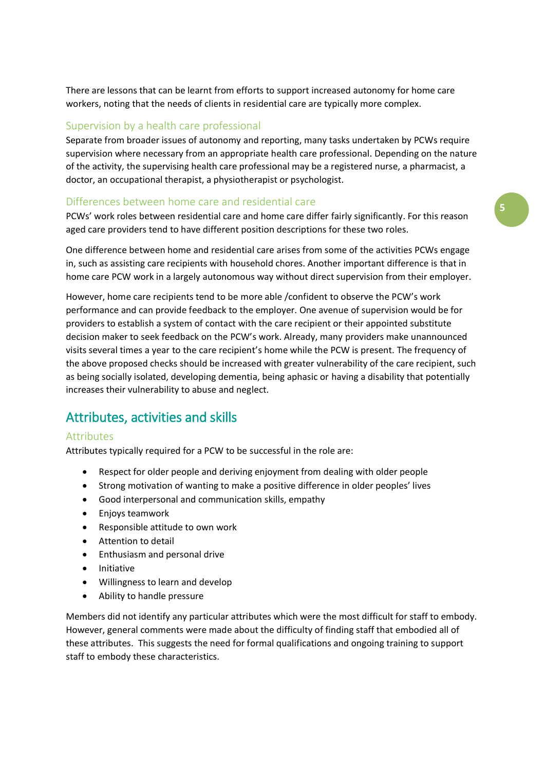There are lessons that can be learnt from efforts to support increased autonomy for home care workers, noting that the needs of clients in residential care are typically more complex.

### Supervision by a health care professional

Separate from broader issues of autonomy and reporting, many tasks undertaken by PCWs require supervision where necessary from an appropriate health care professional. Depending on the nature of the activity, the supervising health care professional may be a registered nurse, a pharmacist, a doctor, an occupational therapist, a physiotherapist or psychologist.

### Differences between home care and residential care

PCWs' work roles between residential care and home care differ fairly significantly. For this reason aged care providers tend to have different position descriptions for these two roles.

One difference between home and residential care arises from some of the activities PCWs engage in, such as assisting care recipients with household chores. Another important difference is that in home care PCW work in a largely autonomous way without direct supervision from their employer.

However, home care recipients tend to be more able /confident to observe the PCW's work performance and can provide feedback to the employer. One avenue of supervision would be for providers to establish a system of contact with the care recipient or their appointed substitute decision maker to seek feedback on the PCW's work. Already, many providers make unannounced visits several times a year to the care recipient's home while the PCW is present. The frequency of the above proposed checks should be increased with greater vulnerability of the care recipient, such as being socially isolated, developing dementia, being aphasic or having a disability that potentially increases their vulnerability to abuse and neglect.

## Attributes, activities and skills

### Attributes

Attributes typically required for a PCW to be successful in the role are:

- Respect for older people and deriving enjoyment from dealing with older people
- Strong motivation of wanting to make a positive difference in older peoples' lives
- Good interpersonal and communication skills, empathy
- Enjoys teamwork
- Responsible attitude to own work
- Attention to detail
- Enthusiasm and personal drive
- Initiative
- Willingness to learn and develop
- Ability to handle pressure

Members did not identify any particular attributes which were the most difficult for staff to embody. However, general comments were made about the difficulty of finding staff that embodied all of these attributes. This suggests the need for formal qualifications and ongoing training to support staff to embody these characteristics.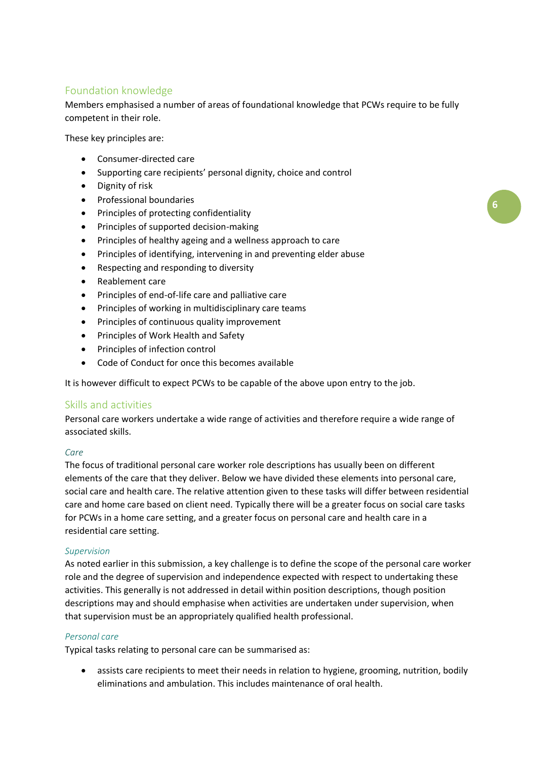## Foundation knowledge

Members emphasised a number of areas of foundational knowledge that PCWs require to be fully competent in their role.

These key principles are:

- Consumer-directed care
- Supporting care recipients' personal dignity, choice and control
- Dignity of risk
- Professional boundaries
- Principles of protecting confidentiality
- Principles of supported decision-making
- Principles of healthy ageing and a wellness approach to care
- Principles of identifying, intervening in and preventing elder abuse
- Respecting and responding to diversity
- Reablement care
- Principles of end-of-life care and palliative care
- Principles of working in multidisciplinary care teams
- Principles of continuous quality improvement
- Principles of Work Health and Safety
- Principles of infection control
- Code of Conduct for once this becomes available

It is however difficult to expect PCWs to be capable of the above upon entry to the job.

## Skills and activities

Personal care workers undertake a wide range of activities and therefore require a wide range of associated skills.

### *Care*

The focus of traditional personal care worker role descriptions has usually been on different elements of the care that they deliver. Below we have divided these elements into personal care, social care and health care. The relative attention given to these tasks will differ between residential care and home care based on client need. Typically there will be a greater focus on social care tasks for PCWs in a home care setting, and a greater focus on personal care and health care in a residential care setting.

### *Supervision*

As noted earlier in this submission, a key challenge is to define the scope of the personal care worker role and the degree of supervision and independence expected with respect to undertaking these activities. This generally is not addressed in detail within position descriptions, though position descriptions may and should emphasise when activities are undertaken under supervision, when that supervision must be an appropriately qualified health professional.

### *Personal care*

Typical tasks relating to personal care can be summarised as:

- assists care recipients to meet their needs in relation to hygiene, grooming, nutrition, bodily eliminations and ambulation. This includes maintenance of oral health.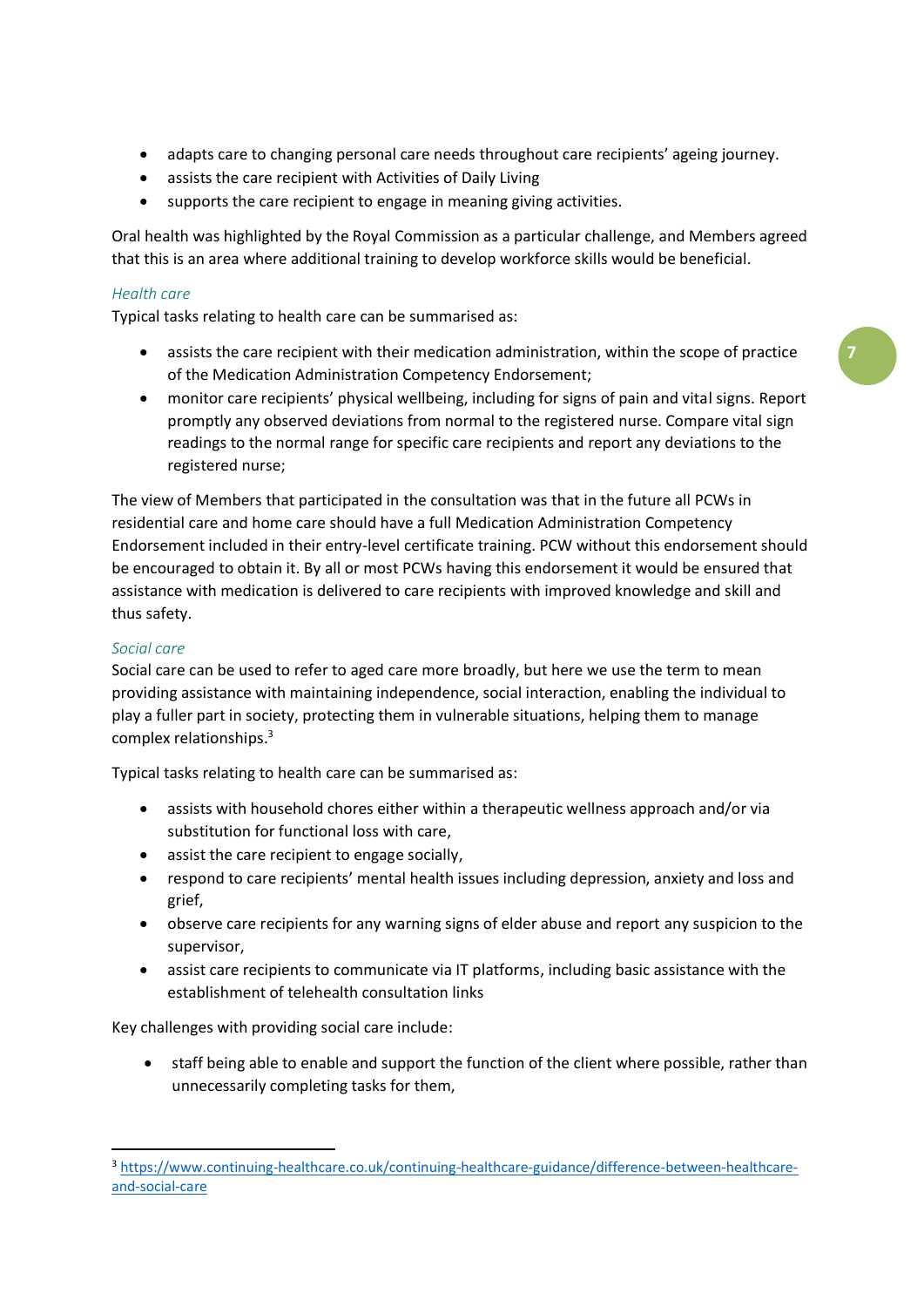- adapts care to changing personal care needs throughout care recipients' ageing journey.
- assists the care recipient with Activities of Daily Living
- supports the care recipient to engage in meaning giving activities.

Oral health was highlighted by the Royal Commission as a particular challenge, and Members agreed that this is an area where additional training to develop workforce skills would be beneficial.

### *Health care*

Typical tasks relating to health care can be summarised as:

- assists the care recipient with their medication administration, within the scope of practice of the Medication Administration Competency Endorsement;
- monitor care recipients' physical wellbeing, including for signs of pain and vital signs. Report promptly any observed deviations from normal to the registered nurse. Compare vital sign readings to the normal range for specific care recipients and report any deviations to the registered nurse;

The view of Members that participated in the consultation was that in the future all PCWs in residential care and home care should have a full Medication Administration Competency Endorsement included in their entry-level certificate training. PCW without this endorsement should be encouraged to obtain it. By all or most PCWs having this endorsement it would be ensured that assistance with medication is delivered to care recipients with improved knowledge and skill and thus safety.

### *Social care*

Social care can be used to refer to aged care more broadly, but here we use the term to mean providing assistance with maintaining independence, social interaction, enabling the individual to play a fuller part in society, protecting them in vulnerable situations, helping them to manage complex relationships.[3]

Typical tasks relating to health care can be summarised as:

- assists with household chores either within a therapeutic wellness approach and/or via substitution for functional loss with care,
- assist the care recipient to engage socially,
- respond to care recipients' mental health issues including depression, anxiety and loss and grief,
- observe care recipients for any warning signs of elder abuse and report any suspicion to the supervisor,
- assist care recipients to communicate via IT platforms, including basic assistance with the establishment of telehealth consultation links

Key challenges with providing social care include:

- staff being able to enable and support the function of the client where possible, rather than unnecessarily completing tasks for them,

---

[3] https://www.continuing-healthcare.co.uk/continuing-healthcare-guidance/difference-between-healthcare-and-social-care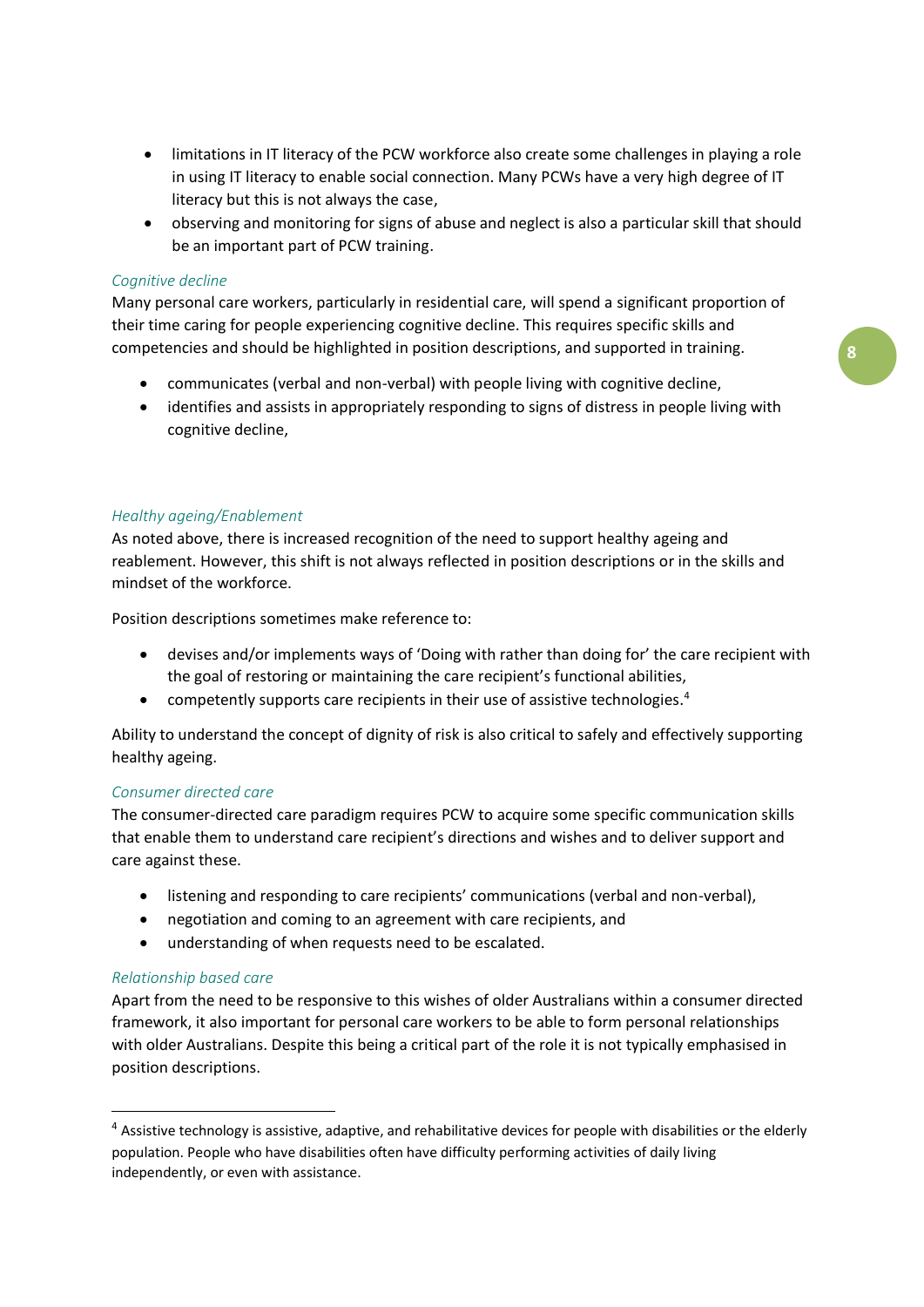- limitations in IT literacy of the PCW workforce also create some challenges in playing a role in using IT literacy to enable social connection. Many PCWs have a very high degree of IT literacy but this is not always the case,
- observing and monitoring for signs of abuse and neglect is also a particular skill that should be an important part of PCW training.

*Cognitive decline*

Many personal care workers, particularly in residential care, will spend a significant proportion of their time caring for people experiencing cognitive decline. This requires specific skills and competencies and should be highlighted in position descriptions, and supported in training.

- communicates (verbal and non-verbal) with people living with cognitive decline,
- identifies and assists in appropriately responding to signs of distress in people living with cognitive decline,

*Healthy ageing/Enablement*

As noted above, there is increased recognition of the need to support healthy ageing and reablement. However, this shift is not always reflected in position descriptions or in the skills and mindset of the workforce.

Position descriptions sometimes make reference to:

- devises and/or implements ways of 'Doing with rather than doing for' the care recipient with the goal of restoring or maintaining the care recipient's functional abilities,
- competently supports care recipients in their use of assistive technologies.[4]

Ability to understand the concept of dignity of risk is also critical to safely and effectively supporting healthy ageing.

*Consumer directed care*

The consumer-directed care paradigm requires PCW to acquire some specific communication skills that enable them to understand care recipient's directions and wishes and to deliver support and care against these.

- listening and responding to care recipients' communications (verbal and non-verbal),
- negotiation and coming to an agreement with care recipients, and
- understanding of when requests need to be escalated.

*Relationship based care*

Apart from the need to be responsive to this wishes of older Australians within a consumer directed framework, it also important for personal care workers to be able to form personal relationships with older Australians. Despite this being a critical part of the role it is not typically emphasised in position descriptions.

---

[4] Assistive technology is assistive, adaptive, and rehabilitative devices for people with disabilities or the elderly population. People who have disabilities often have difficulty performing activities of daily living independently, or even with assistance.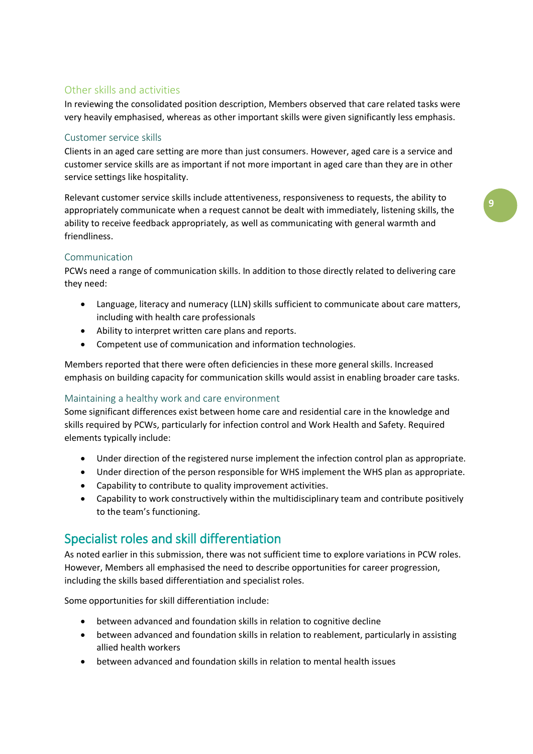### Other skills and activities

In reviewing the consolidated position description, Members observed that care related tasks were very heavily emphasised, whereas as other important skills were given significantly less emphasis.

#### Customer service skills

Clients in an aged care setting are more than just consumers. However, aged care is a service and customer service skills are as important if not more important in aged care than they are in other service settings like hospitality.

Relevant customer service skills include attentiveness, responsiveness to requests, the ability to appropriately communicate when a request cannot be dealt with immediately, listening skills, the ability to receive feedback appropriately, as well as communicating with general warmth and friendliness.

#### Communication

PCWs need a range of communication skills. In addition to those directly related to delivering care they need:

- Language, literacy and numeracy (LLN) skills sufficient to communicate about care matters, including with health care professionals
- Ability to interpret written care plans and reports.
- Competent use of communication and information technologies.

Members reported that there were often deficiencies in these more general skills. Increased emphasis on building capacity for communication skills would assist in enabling broader care tasks.

#### Maintaining a healthy work and care environment

Some significant differences exist between home care and residential care in the knowledge and skills required by PCWs, particularly for infection control and Work Health and Safety. Required elements typically include:

- Under direction of the registered nurse implement the infection control plan as appropriate.
- Under direction of the person responsible for WHS implement the WHS plan as appropriate.
- Capability to contribute to quality improvement activities.
- Capability to work constructively within the multidisciplinary team and contribute positively to the team's functioning.

## Specialist roles and skill differentiation

As noted earlier in this submission, there was not sufficient time to explore variations in PCW roles. However, Members all emphasised the need to describe opportunities for career progression, including the skills based differentiation and specialist roles.

Some opportunities for skill differentiation include:

- between advanced and foundation skills in relation to cognitive decline
- between advanced and foundation skills in relation to reablement, particularly in assisting allied health workers
- between advanced and foundation skills in relation to mental health issues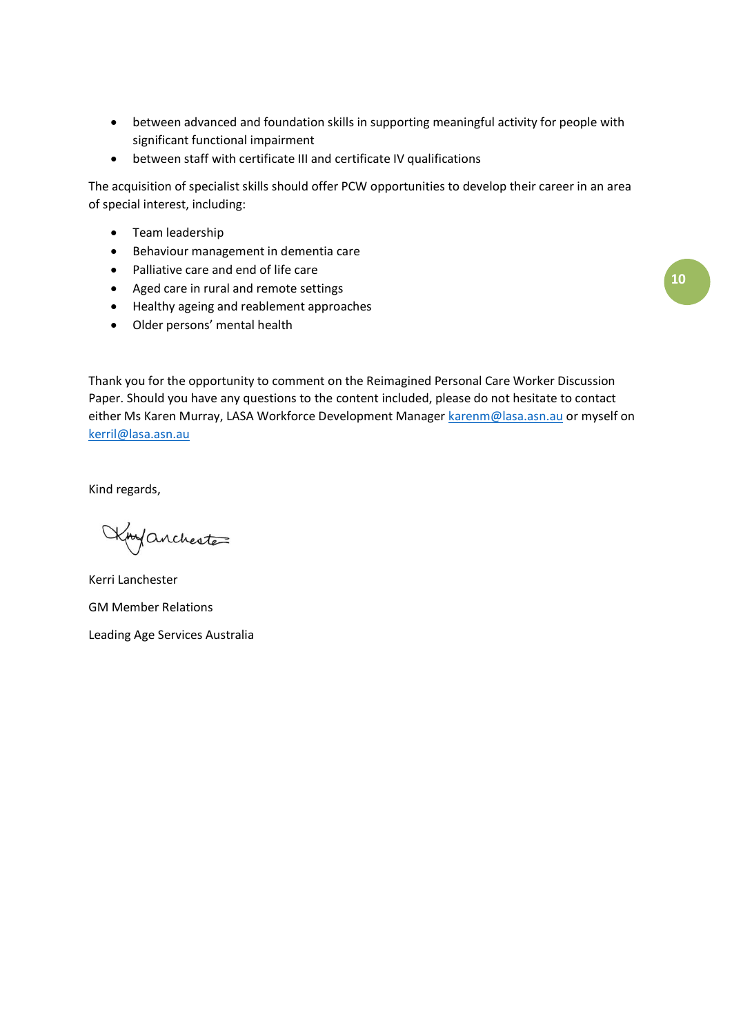- between advanced and foundation skills in supporting meaningful activity for people with significant functional impairment
- between staff with certificate III and certificate IV qualifications

The acquisition of specialist skills should offer PCW opportunities to develop their career in an area of special interest, including:

- Team leadership
- Behaviour management in dementia care
- Palliative care and end of life care
- Aged care in rural and remote settings
- Healthy ageing and reablement approaches
- Older persons' mental health

Thank you for the opportunity to comment on the Reimagined Personal Care Worker Discussion Paper. Should you have any questions to the content included, please do not hesitate to contact either Ms Karen Murray, LASA Workforce Development Manager karenm@lasa.asn.au or myself on kerril@lasa.asn.au

Kind regards,

Kerri Lanchester

GM Member Relations

Leading Age Services Australia